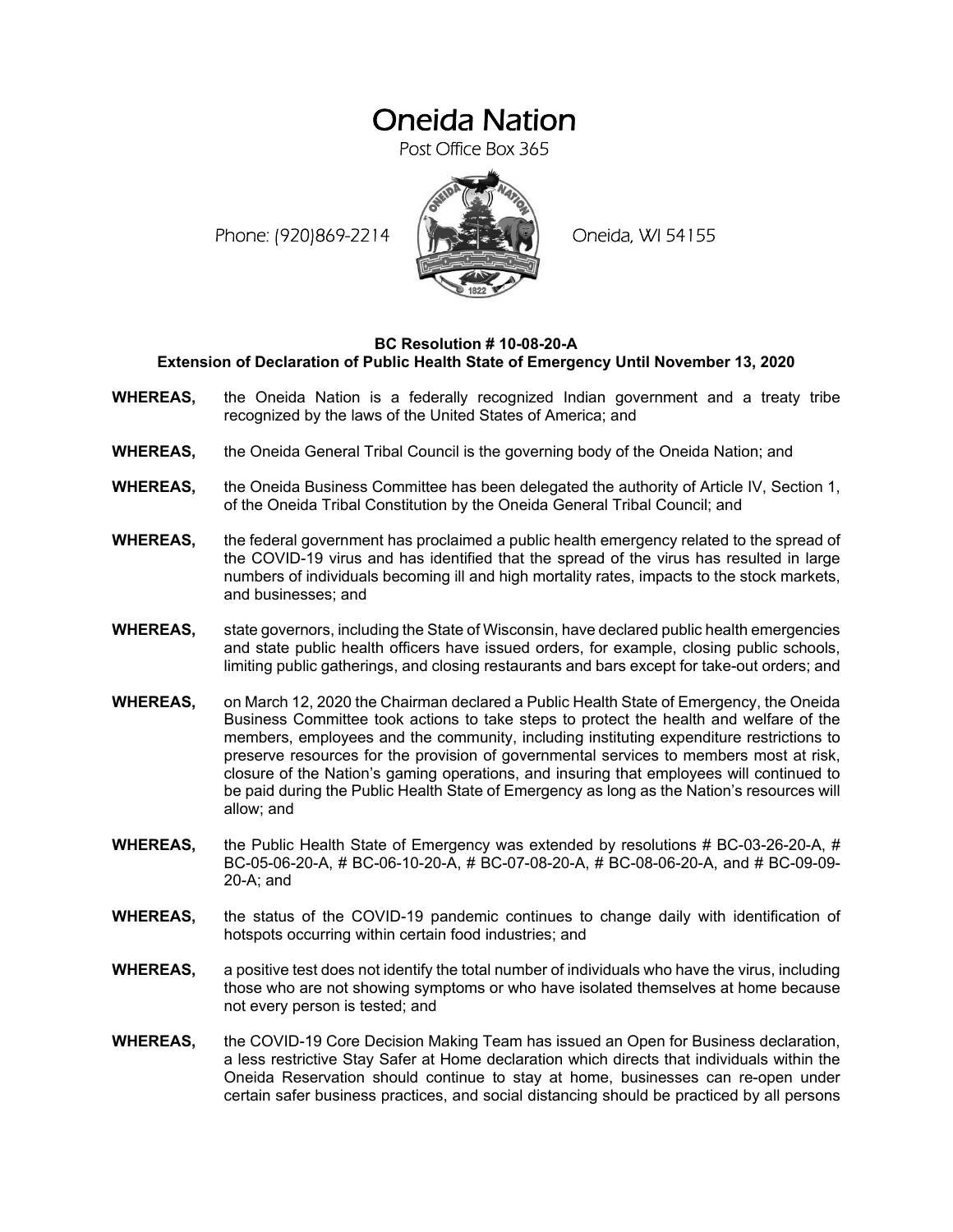# Oneida Nation

Post Office Box 365

Phone: (920)869-2214 Oneida, WI 54155

**BC Resolution # 10-08-20-A**
**Extension of Declaration of Public Health State of Emergency Until November 13, 2020**

**WHEREAS,** the Oneida Nation is a federally recognized Indian government and a treaty tribe recognized by the laws of the United States of America; and

**WHEREAS,** the Oneida General Tribal Council is the governing body of the Oneida Nation; and

**WHEREAS,** the Oneida Business Committee has been delegated the authority of Article IV, Section 1, of the Oneida Tribal Constitution by the Oneida General Tribal Council; and

**WHEREAS,** the federal government has proclaimed a public health emergency related to the spread of the COVID-19 virus and has identified that the spread of the virus has resulted in large numbers of individuals becoming ill and high mortality rates, impacts to the stock markets, and businesses; and

**WHEREAS,** state governors, including the State of Wisconsin, have declared public health emergencies and state public health officers have issued orders, for example, closing public schools, limiting public gatherings, and closing restaurants and bars except for take-out orders; and

**WHEREAS,** on March 12, 2020 the Chairman declared a Public Health State of Emergency, the Oneida Business Committee took actions to take steps to protect the health and welfare of the members, employees and the community, including instituting expenditure restrictions to preserve resources for the provision of governmental services to members most at risk, closure of the Nation's gaming operations, and insuring that employees will continued to be paid during the Public Health State of Emergency as long as the Nation's resources will allow; and

**WHEREAS,** the Public Health State of Emergency was extended by resolutions # BC-03-26-20-A, # BC-05-06-20-A, # BC-06-10-20-A, # BC-07-08-20-A, # BC-08-06-20-A, and # BC-09-09-20-A; and

**WHEREAS,** the status of the COVID-19 pandemic continues to change daily with identification of hotspots occurring within certain food industries; and

**WHEREAS,** a positive test does not identify the total number of individuals who have the virus, including those who are not showing symptoms or who have isolated themselves at home because not every person is tested; and

**WHEREAS,** the COVID-19 Core Decision Making Team has issued an Open for Business declaration, a less restrictive Stay Safer at Home declaration which directs that individuals within the Oneida Reservation should continue to stay at home, businesses can re-open under certain safer business practices, and social distancing should be practiced by all persons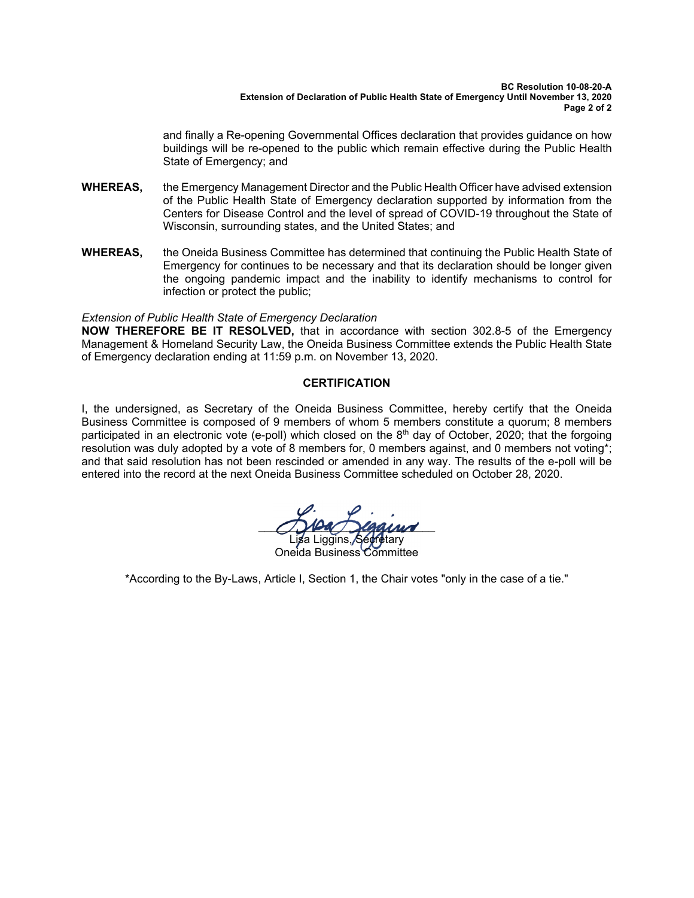and finally a Re-opening Governmental Offices declaration that provides guidance on how buildings will be re-opened to the public which remain effective during the Public Health State of Emergency; and

**WHEREAS,** the Emergency Management Director and the Public Health Officer have advised extension of the Public Health State of Emergency declaration supported by information from the Centers for Disease Control and the level of spread of COVID-19 throughout the State of Wisconsin, surrounding states, and the United States; and

**WHEREAS,** the Oneida Business Committee has determined that continuing the Public Health State of Emergency for continues to be necessary and that its declaration should be longer given the ongoing pandemic impact and the inability to identify mechanisms to control for infection or protect the public;

*Extension of Public Health State of Emergency Declaration*

**NOW THEREFORE BE IT RESOLVED,** that in accordance with section 302.8-5 of the Emergency Management & Homeland Security Law, the Oneida Business Committee extends the Public Health State of Emergency declaration ending at 11:59 p.m. on November 13, 2020.

## CERTIFICATION

I, the undersigned, as Secretary of the Oneida Business Committee, hereby certify that the Oneida Business Committee is composed of 9 members of whom 5 members constitute a quorum; 8 members participated in an electronic vote (e-poll) which closed on the 8th day of October, 2020; that the forgoing resolution was duly adopted by a vote of 8 members for, 0 members against, and 0 members not voting*; and that said resolution has not been rescinded or amended in any way. The results of the e-poll will be entered into the record at the next Oneida Business Committee scheduled on October 28, 2020.

Lisa Liggins, Secretary
Oneida Business Committee

*According to the By-Laws, Article I, Section 1, the Chair votes "only in the case of a tie."